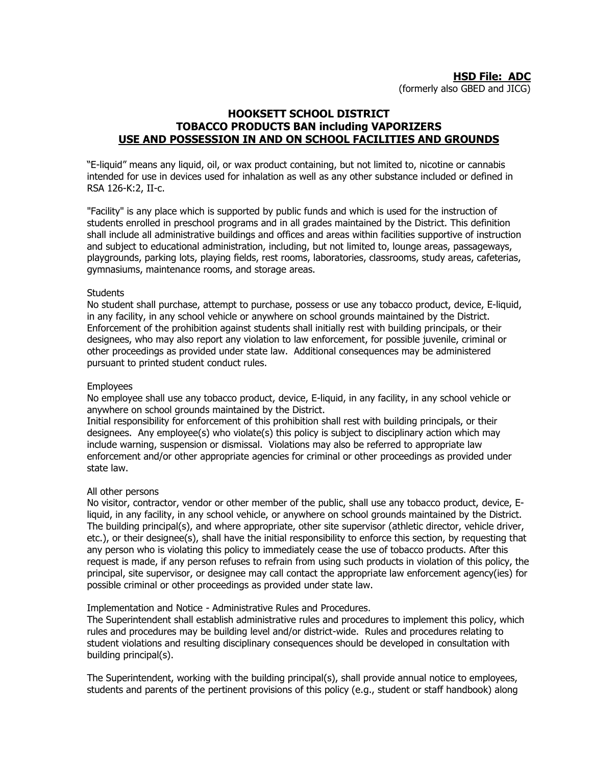**HSD File: ADC**
(formerly also GBED and JICG)

# HOOKSETT SCHOOL DISTRICT
## TOBACCO PRODUCTS BAN including VAPORIZERS
## USE AND POSSESSION IN AND ON SCHOOL FACILITIES AND GROUNDS

"E-liquid" means any liquid, oil, or wax product containing, but not limited to, nicotine or cannabis intended for use in devices used for inhalation as well as any other substance included or defined in RSA 126-K:2, II-c.

"Facility" is any place which is supported by public funds and which is used for the instruction of students enrolled in preschool programs and in all grades maintained by the District. This definition shall include all administrative buildings and offices and areas within facilities supportive of instruction and subject to educational administration, including, but not limited to, lounge areas, passageways, playgrounds, parking lots, playing fields, rest rooms, laboratories, classrooms, study areas, cafeterias, gymnasiums, maintenance rooms, and storage areas.

Students

No student shall purchase, attempt to purchase, possess or use any tobacco product, device, E-liquid, in any facility, in any school vehicle or anywhere on school grounds maintained by the District. Enforcement of the prohibition against students shall initially rest with building principals, or their designees, who may also report any violation to law enforcement, for possible juvenile, criminal or other proceedings as provided under state law. Additional consequences may be administered pursuant to printed student conduct rules.

Employees

No employee shall use any tobacco product, device, E-liquid, in any facility, in any school vehicle or anywhere on school grounds maintained by the District.

Initial responsibility for enforcement of this prohibition shall rest with building principals, or their designees. Any employee(s) who violate(s) this policy is subject to disciplinary action which may include warning, suspension or dismissal. Violations may also be referred to appropriate law enforcement and/or other appropriate agencies for criminal or other proceedings as provided under state law.

All other persons

No visitor, contractor, vendor or other member of the public, shall use any tobacco product, device, E-liquid, in any facility, in any school vehicle, or anywhere on school grounds maintained by the District. The building principal(s), and where appropriate, other site supervisor (athletic director, vehicle driver, etc.), or their designee(s), shall have the initial responsibility to enforce this section, by requesting that any person who is violating this policy to immediately cease the use of tobacco products. After this request is made, if any person refuses to refrain from using such products in violation of this policy, the principal, site supervisor, or designee may call contact the appropriate law enforcement agency(ies) for possible criminal or other proceedings as provided under state law.

Implementation and Notice - Administrative Rules and Procedures.

The Superintendent shall establish administrative rules and procedures to implement this policy, which rules and procedures may be building level and/or district-wide. Rules and procedures relating to student violations and resulting disciplinary consequences should be developed in consultation with building principal(s).

The Superintendent, working with the building principal(s), shall provide annual notice to employees, students and parents of the pertinent provisions of this policy (e.g., student or staff handbook) along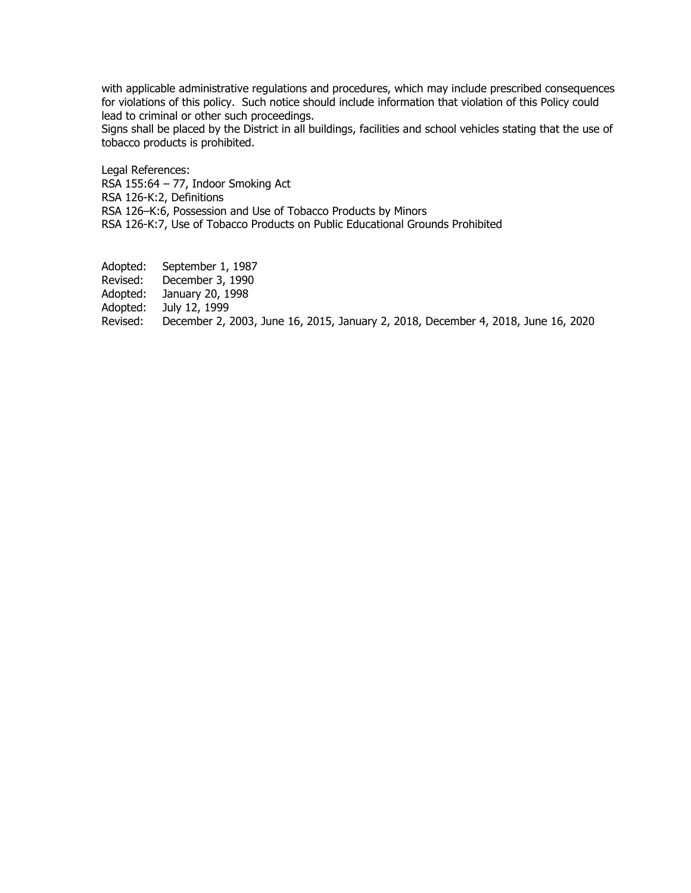with applicable administrative regulations and procedures, which may include prescribed consequences for violations of this policy. Such notice should include information that violation of this Policy could lead to criminal or other such proceedings.

Signs shall be placed by the District in all buildings, facilities and school vehicles stating that the use of tobacco products is prohibited.

Legal References:
RSA 155:64 – 77, Indoor Smoking Act
RSA 126-K:2, Definitions
RSA 126–K:6, Possession and Use of Tobacco Products by Minors
RSA 126-K:7, Use of Tobacco Products on Public Educational Grounds Prohibited

Adopted: September 1, 1987
Revised: December 3, 1990
Adopted: January 20, 1998
Adopted: July 12, 1999
Revised: December 2, 2003, June 16, 2015, January 2, 2018, December 4, 2018, June 16, 2020